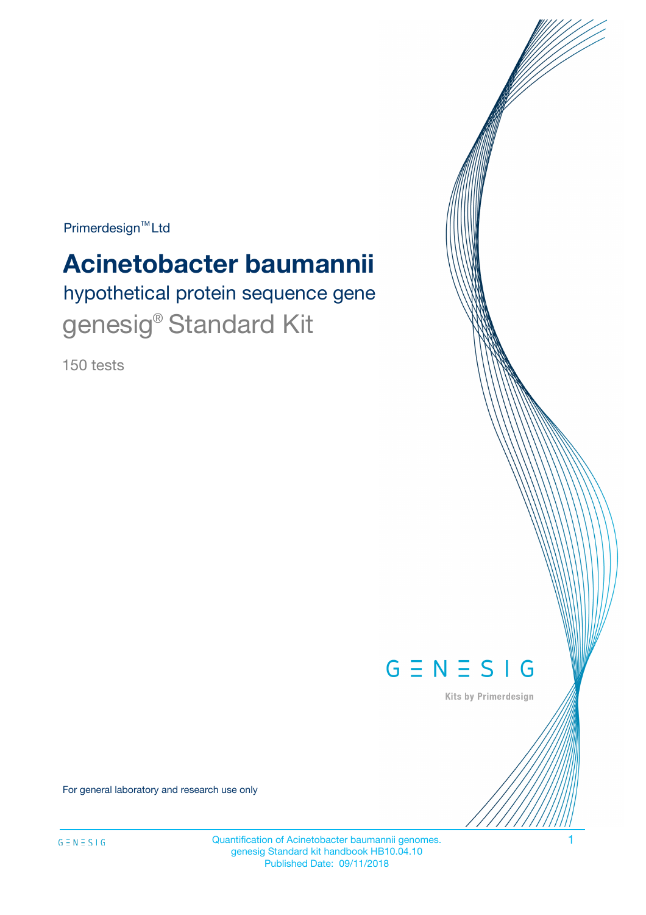Primerdesign™ Ltd

# Acinetobacter baumannii

## hypothetical protein sequence gene

## genesig® Standard Kit

150 tests

GENESIG

Kits by Primerdesign

For general laboratory and research use only

Quantification of Acinetobacter baumannii genomes.
genesig Standard kit handbook HB10.04.10
Published Date: 09/11/2018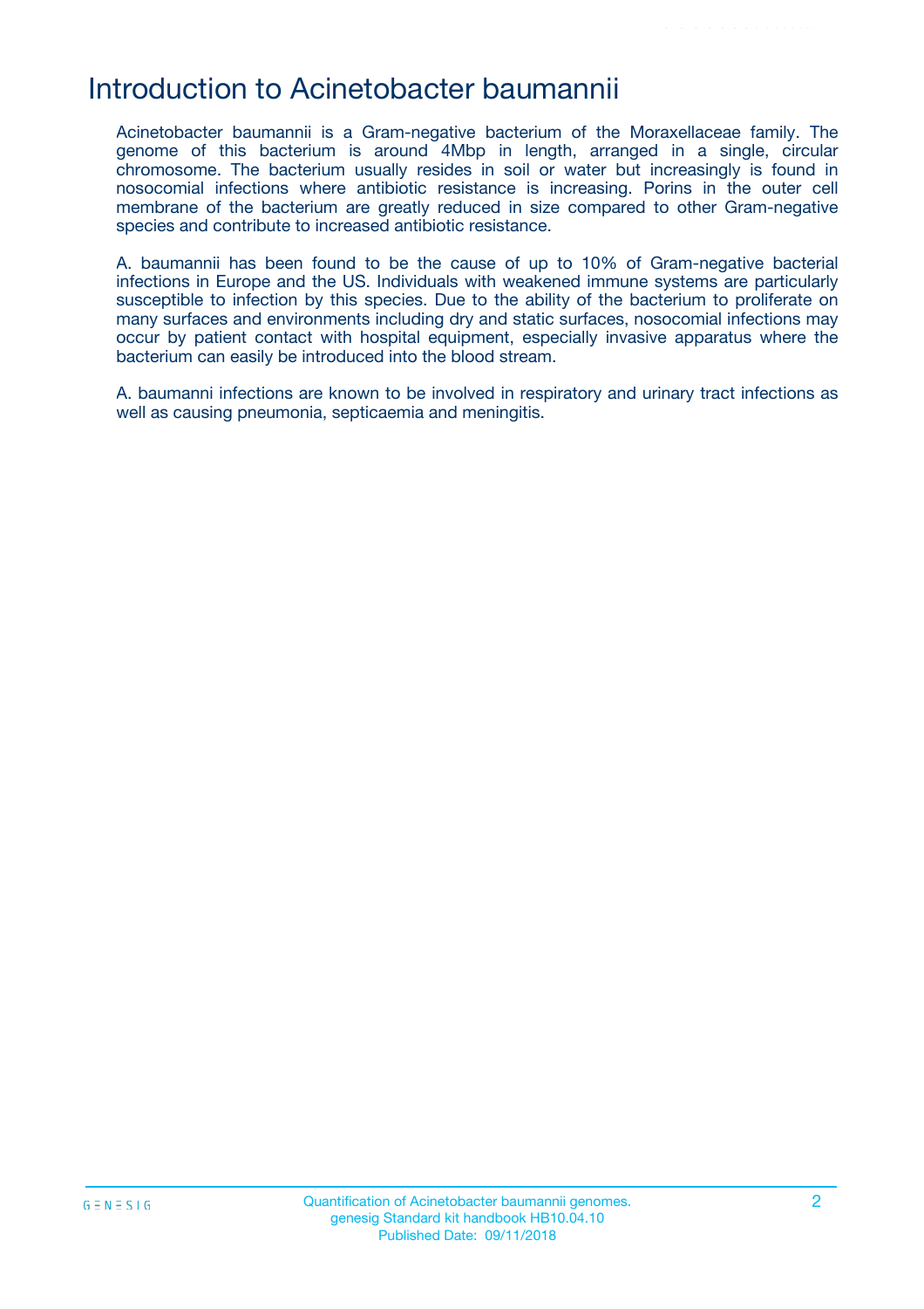# Introduction to Acinetobacter baumannii

Acinetobacter baumannii is a Gram-negative bacterium of the Moraxellaceae family. The genome of this bacterium is around 4Mbp in length, arranged in a single, circular chromosome. The bacterium usually resides in soil or water but increasingly is found in nosocomial infections where antibiotic resistance is increasing. Porins in the outer cell membrane of the bacterium are greatly reduced in size compared to other Gram-negative species and contribute to increased antibiotic resistance.

A. baumannii has been found to be the cause of up to 10% of Gram-negative bacterial infections in Europe and the US. Individuals with weakened immune systems are particularly susceptible to infection by this species. Due to the ability of the bacterium to proliferate on many surfaces and environments including dry and static surfaces, nosocomial infections may occur by patient contact with hospital equipment, especially invasive apparatus where the bacterium can easily be introduced into the blood stream.

A. baumanni infections are known to be involved in respiratory and urinary tract infections as well as causing pneumonia, septicaemia and meningitis.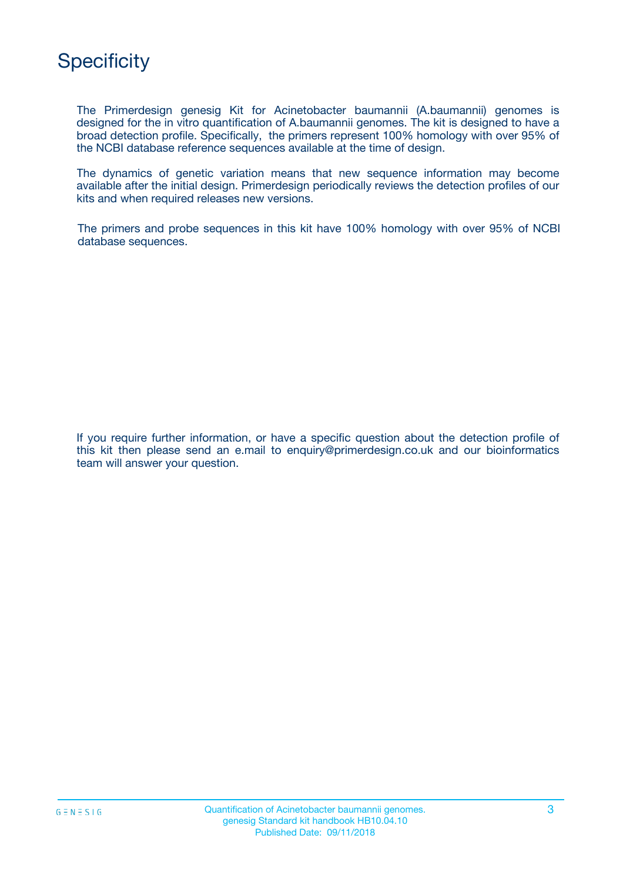# Specificity

The Primerdesign genesig Kit for Acinetobacter baumannii (A.baumannii) genomes is designed for the in vitro quantification of A.baumannii genomes. The kit is designed to have a broad detection profile. Specifically, the primers represent 100% homology with over 95% of the NCBI database reference sequences available at the time of design.

The dynamics of genetic variation means that new sequence information may become available after the initial design. Primerdesign periodically reviews the detection profiles of our kits and when required releases new versions.

The primers and probe sequences in this kit have 100% homology with over 95% of NCBI database sequences.

If you require further information, or have a specific question about the detection profile of this kit then please send an e.mail to enquiry@primerdesign.co.uk and our bioinformatics team will answer your question.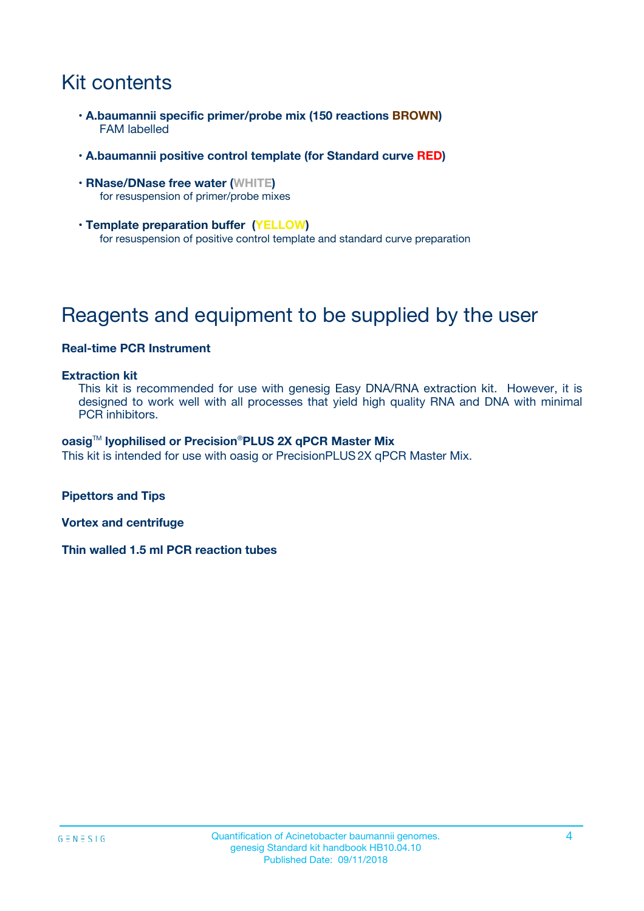# Kit contents

- **A.baumannii specific primer/probe mix (150 reactions BROWN)**
  FAM labelled
- **A.baumannii positive control template (for Standard curve RED)**
- **RNase/DNase free water (WHITE)**
  for resuspension of primer/probe mixes
- **Template preparation buffer (YELLOW)**
  for resuspension of positive control template and standard curve preparation

# Reagents and equipment to be supplied by the user

**Real-time PCR Instrument**

**Extraction kit**

This kit is recommended for use with genesig Easy DNA/RNA extraction kit. However, it is designed to work well with all processes that yield high quality RNA and DNA with minimal PCR inhibitors.

**oasig™ lyophilised or Precision®PLUS 2X qPCR Master Mix**

This kit is intended for use with oasig or PrecisionPLUS 2X qPCR Master Mix.

**Pipettors and Tips**

**Vortex and centrifuge**

**Thin walled 1.5 ml PCR reaction tubes**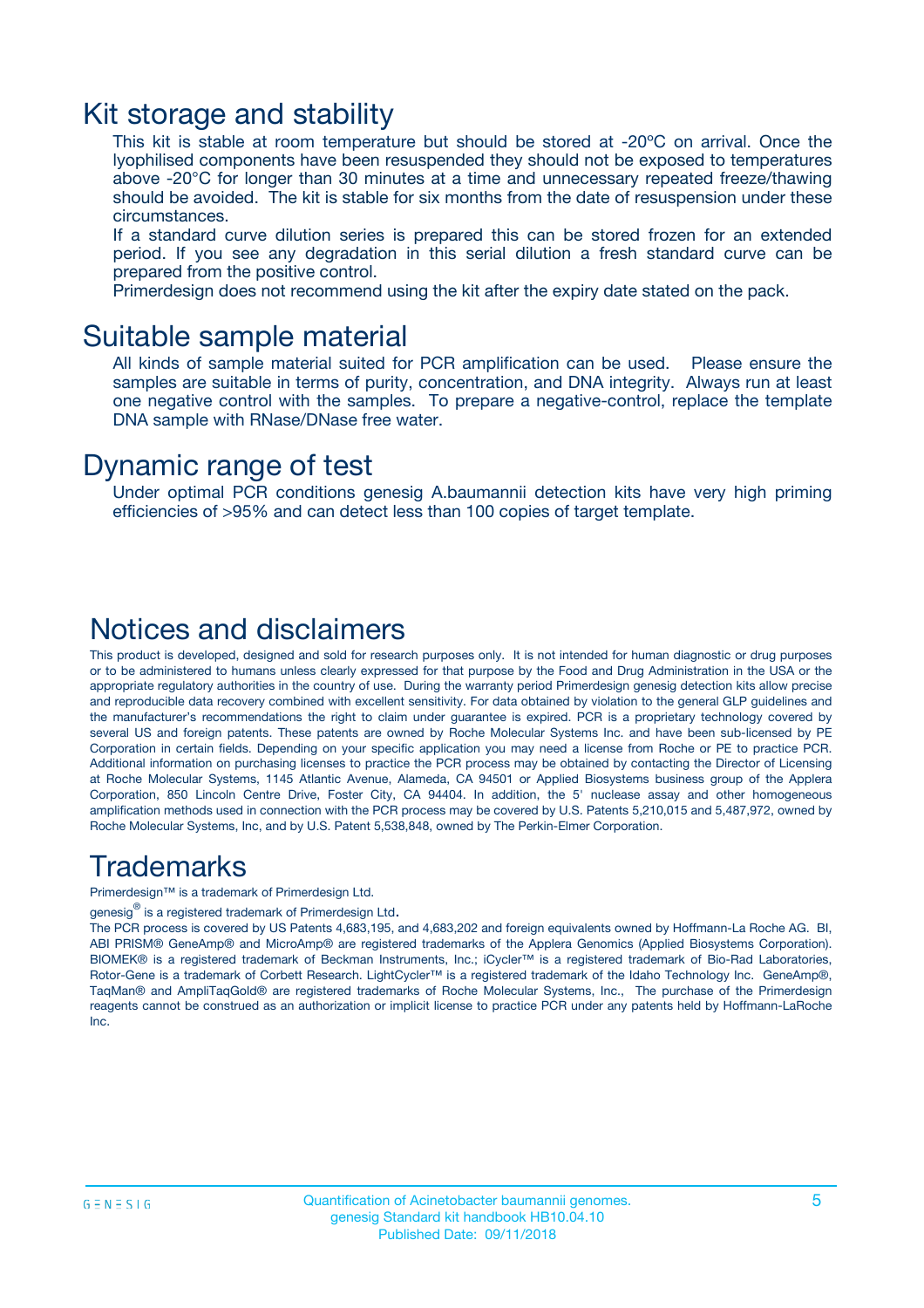## Kit storage and stability

This kit is stable at room temperature but should be stored at -20ºC on arrival. Once the lyophilised components have been resuspended they should not be exposed to temperatures above -20°C for longer than 30 minutes at a time and unnecessary repeated freeze/thawing should be avoided. The kit is stable for six months from the date of resuspension under these circumstances.

If a standard curve dilution series is prepared this can be stored frozen for an extended period. If you see any degradation in this serial dilution a fresh standard curve can be prepared from the positive control.

Primerdesign does not recommend using the kit after the expiry date stated on the pack.

## Suitable sample material

All kinds of sample material suited for PCR amplification can be used. Please ensure the samples are suitable in terms of purity, concentration, and DNA integrity. Always run at least one negative control with the samples. To prepare a negative-control, replace the template DNA sample with RNase/DNase free water.

## Dynamic range of test

Under optimal PCR conditions genesig A.baumannii detection kits have very high priming efficiencies of >95% and can detect less than 100 copies of target template.

## Notices and disclaimers

This product is developed, designed and sold for research purposes only. It is not intended for human diagnostic or drug purposes or to be administered to humans unless clearly expressed for that purpose by the Food and Drug Administration in the USA or the appropriate regulatory authorities in the country of use. During the warranty period Primerdesign genesig detection kits allow precise and reproducible data recovery combined with excellent sensitivity. For data obtained by violation to the general GLP guidelines and the manufacturer's recommendations the right to claim under guarantee is expired. PCR is a proprietary technology covered by several US and foreign patents. These patents are owned by Roche Molecular Systems Inc. and have been sub-licensed by PE Corporation in certain fields. Depending on your specific application you may need a license from Roche or PE to practice PCR. Additional information on purchasing licenses to practice the PCR process may be obtained by contacting the Director of Licensing at Roche Molecular Systems, 1145 Atlantic Avenue, Alameda, CA 94501 or Applied Biosystems business group of the Applera Corporation, 850 Lincoln Centre Drive, Foster City, CA 94404. In addition, the 5' nuclease assay and other homogeneous amplification methods used in connection with the PCR process may be covered by U.S. Patents 5,210,015 and 5,487,972, owned by Roche Molecular Systems, Inc, and by U.S. Patent 5,538,848, owned by The Perkin-Elmer Corporation.

## Trademarks

Primerdesign™ is a trademark of Primerdesign Ltd.

genesig® is a registered trademark of Primerdesign Ltd.

The PCR process is covered by US Patents 4,683,195, and 4,683,202 and foreign equivalents owned by Hoffmann-La Roche AG. BI, ABI PRISM® GeneAmp® and MicroAmp® are registered trademarks of the Applera Genomics (Applied Biosystems Corporation). BIOMEK® is a registered trademark of Beckman Instruments, Inc.; iCycler™ is a registered trademark of Bio-Rad Laboratories, Rotor-Gene is a trademark of Corbett Research. LightCycler™ is a registered trademark of the Idaho Technology Inc. GeneAmp®, TaqMan® and AmpliTaqGold® are registered trademarks of Roche Molecular Systems, Inc., The purchase of the Primerdesign reagents cannot be construed as an authorization or implicit license to practice PCR under any patents held by Hoffmann-LaRoche Inc.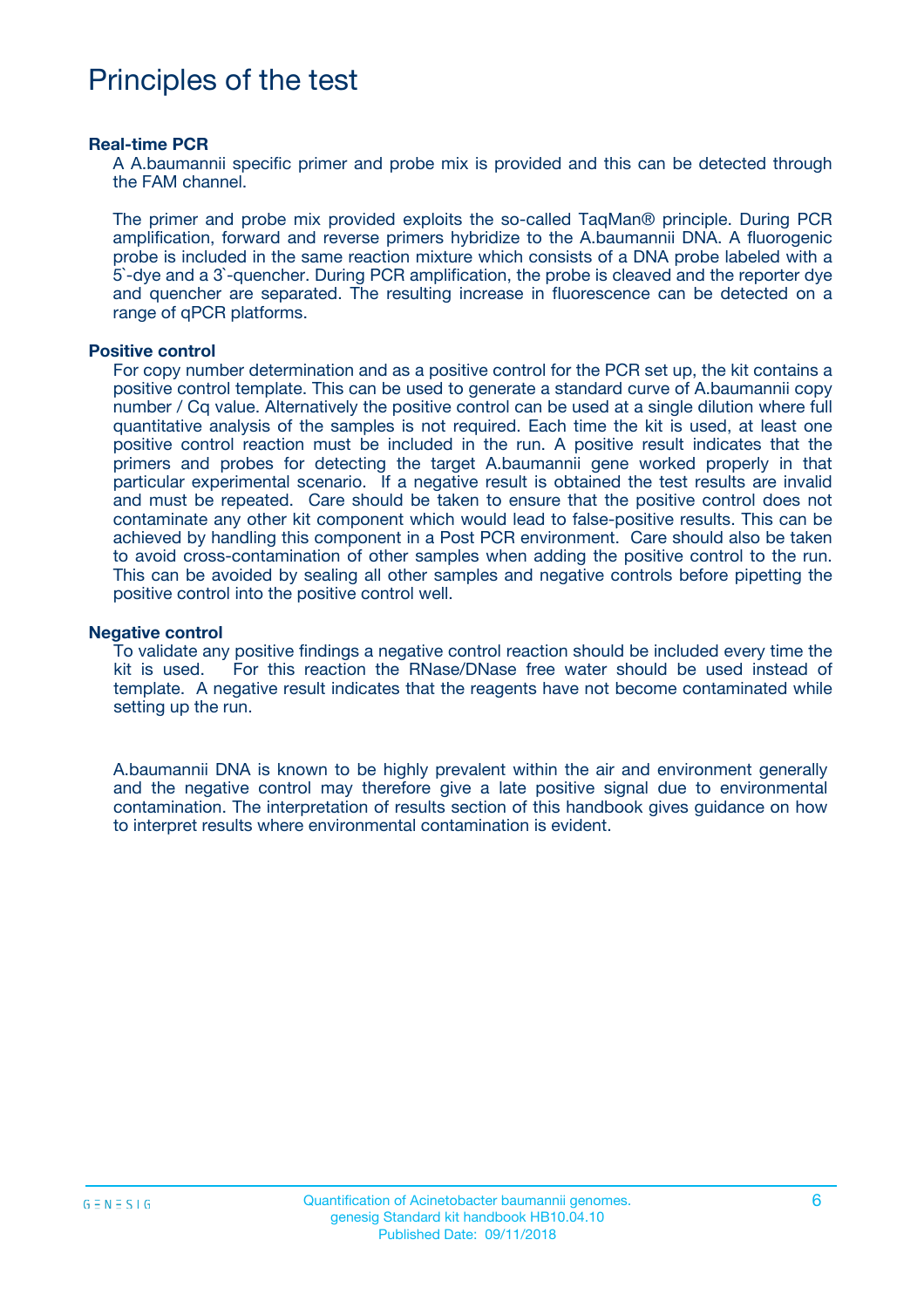# Principles of the test

### Real-time PCR

A A.baumannii specific primer and probe mix is provided and this can be detected through the FAM channel.

The primer and probe mix provided exploits the so-called TaqMan® principle. During PCR amplification, forward and reverse primers hybridize to the A.baumannii DNA. A fluorogenic probe is included in the same reaction mixture which consists of a DNA probe labeled with a 5`-dye and a 3`-quencher. During PCR amplification, the probe is cleaved and the reporter dye and quencher are separated. The resulting increase in fluorescence can be detected on a range of qPCR platforms.

### Positive control

For copy number determination and as a positive control for the PCR set up, the kit contains a positive control template. This can be used to generate a standard curve of A.baumannii copy number / Cq value. Alternatively the positive control can be used at a single dilution where full quantitative analysis of the samples is not required. Each time the kit is used, at least one positive control reaction must be included in the run. A positive result indicates that the primers and probes for detecting the target A.baumannii gene worked properly in that particular experimental scenario. If a negative result is obtained the test results are invalid and must be repeated. Care should be taken to ensure that the positive control does not contaminate any other kit component which would lead to false-positive results. This can be achieved by handling this component in a Post PCR environment. Care should also be taken to avoid cross-contamination of other samples when adding the positive control to the run. This can be avoided by sealing all other samples and negative controls before pipetting the positive control into the positive control well.

### Negative control

To validate any positive findings a negative control reaction should be included every time the kit is used. For this reaction the RNase/DNase free water should be used instead of template. A negative result indicates that the reagents have not become contaminated while setting up the run.

A.baumannii DNA is known to be highly prevalent within the air and environment generally and the negative control may therefore give a late positive signal due to environmental contamination. The interpretation of results section of this handbook gives guidance on how to interpret results where environmental contamination is evident.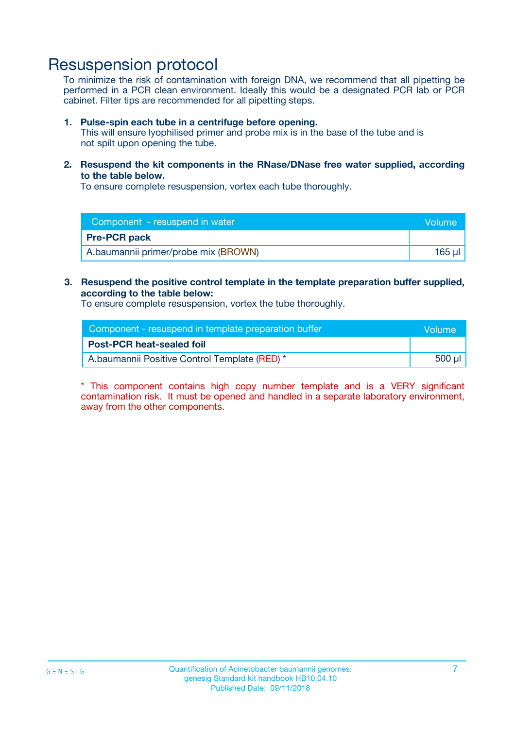# Resuspension protocol

To minimize the risk of contamination with foreign DNA, we recommend that all pipetting be performed in a PCR clean environment. Ideally this would be a designated PCR lab or PCR cabinet. Filter tips are recommended for all pipetting steps.

1. **Pulse-spin each tube in a centrifuge before opening.**
   This will ensure lyophilised primer and probe mix is in the base of the tube and is not spilt upon opening the tube.

2. **Resuspend the kit components in the RNase/DNase free water supplied, according to the table below.**
   To ensure complete resuspension, vortex each tube thoroughly.

| Component - resuspend in water | Volume |
|---|---|
| **Pre-PCR pack** | |
| A.baumannii primer/probe mix (BROWN) | 165 µl |

3. **Resuspend the positive control template in the template preparation buffer supplied, according to the table below:**
   To ensure complete resuspension, vortex the tube thoroughly.

| Component - resuspend in template preparation buffer | Volume |
|---|---|
| **Post-PCR heat-sealed foil** | |
| A.baumannii Positive Control Template (RED) * | 500 µl |

* This component contains high copy number template and is a VERY significant contamination risk. It must be opened and handled in a separate laboratory environment, away from the other components.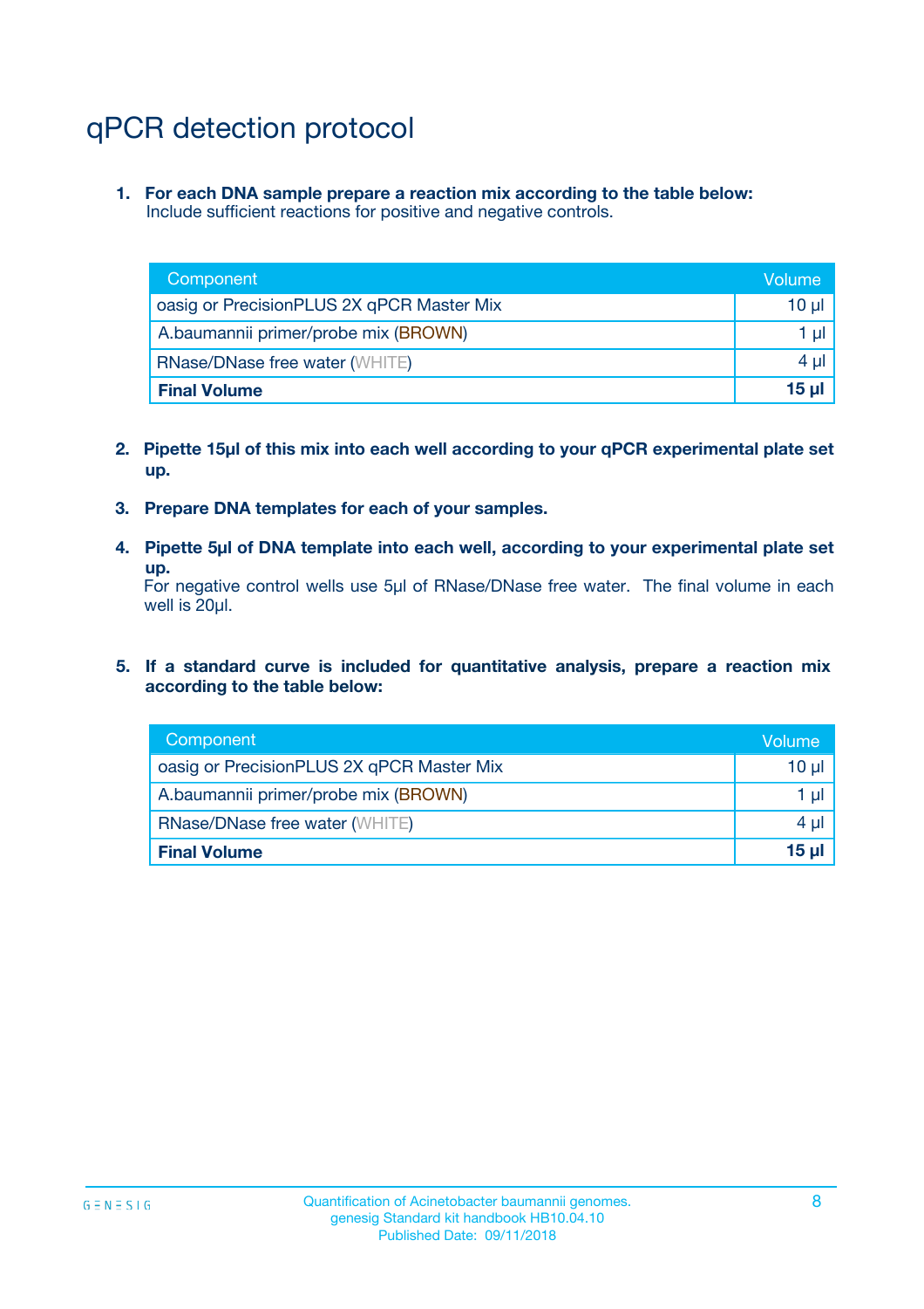# qPCR detection protocol

1. **For each DNA sample prepare a reaction mix according to the table below:**
   Include sufficient reactions for positive and negative controls.

| Component | Volume |
|---|---|
| oasig or PrecisionPLUS 2X qPCR Master Mix | 10 µl |
| A.baumannii primer/probe mix (BROWN) | 1 µl |
| RNase/DNase free water (WHITE) | 4 µl |
| **Final Volume** | **15 µl** |

2. **Pipette 15µl of this mix into each well according to your qPCR experimental plate set up.**

3. **Prepare DNA templates for each of your samples.**

4. **Pipette 5µl of DNA template into each well, according to your experimental plate set up.**
   For negative control wells use 5µl of RNase/DNase free water. The final volume in each well is 20µl.

5. **If a standard curve is included for quantitative analysis, prepare a reaction mix according to the table below:**

| Component | Volume |
|---|---|
| oasig or PrecisionPLUS 2X qPCR Master Mix | 10 µl |
| A.baumannii primer/probe mix (BROWN) | 1 µl |
| RNase/DNase free water (WHITE) | 4 µl |
| **Final Volume** | **15 µl** |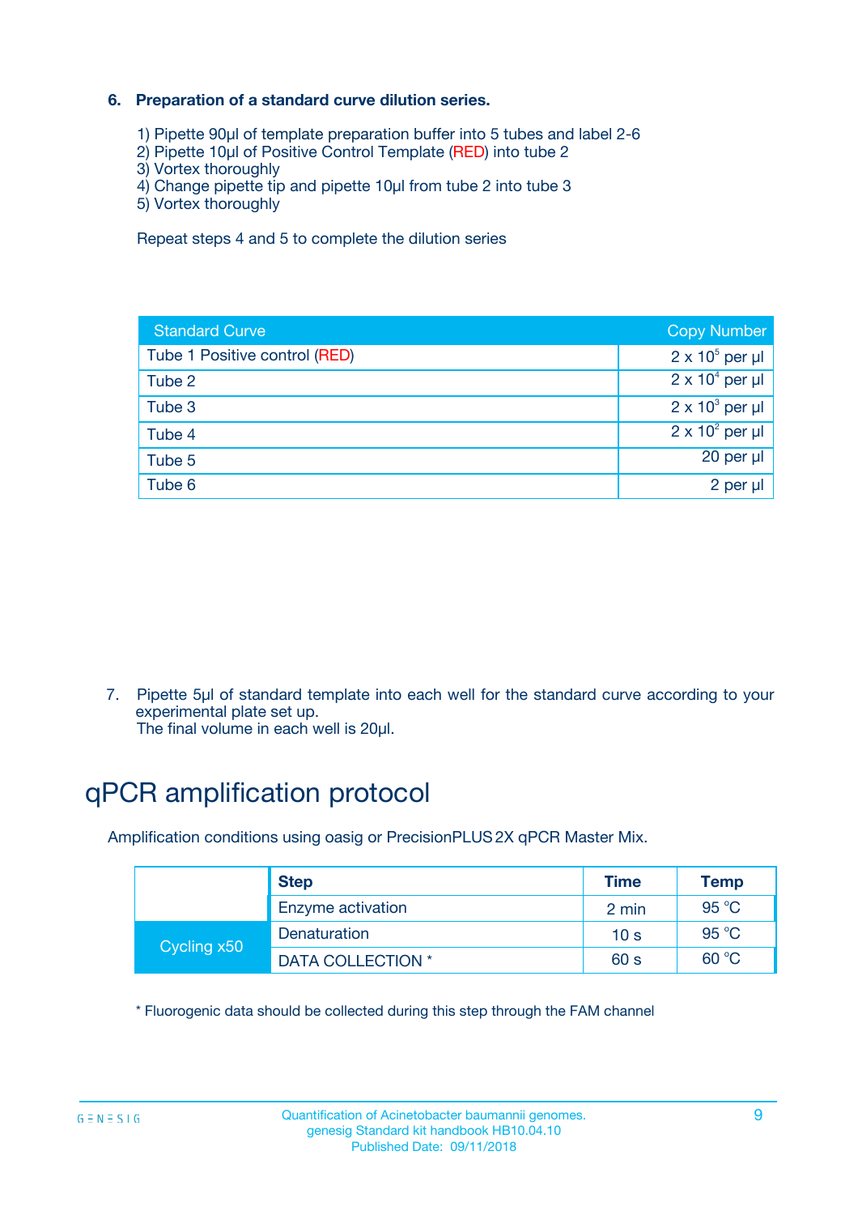**6. Preparation of a standard curve dilution series.**

1) Pipette 90µl of template preparation buffer into 5 tubes and label 2-6
2) Pipette 10µl of Positive Control Template (RED) into tube 2
3) Vortex thoroughly
4) Change pipette tip and pipette 10µl from tube 2 into tube 3
5) Vortex thoroughly

Repeat steps 4 and 5 to complete the dilution series

| Standard Curve | Copy Number |
|---|---|
| Tube 1 Positive control (RED) | $2 \times 10^5$ per µl |
| Tube 2 | $2 \times 10^4$ per µl |
| Tube 3 | $2 \times 10^3$ per µl |
| Tube 4 | $2 \times 10^2$ per µl |
| Tube 5 | 20 per µl |
| Tube 6 | 2 per µl |

7. Pipette 5µl of standard template into each well for the standard curve according to your experimental plate set up.
   The final volume in each well is 20µl.

# qPCR amplification protocol

Amplification conditions using oasig or PrecisionPLUS 2X qPCR Master Mix.

| | Step | Time | Temp |
|---|---|---|---|
| | Enzyme activation | 2 min | 95 °C |
| Cycling x50 | Denaturation | 10 s | 95 °C |
| | DATA COLLECTION * | 60 s | 60 °C |

* Fluorogenic data should be collected during this step through the FAM channel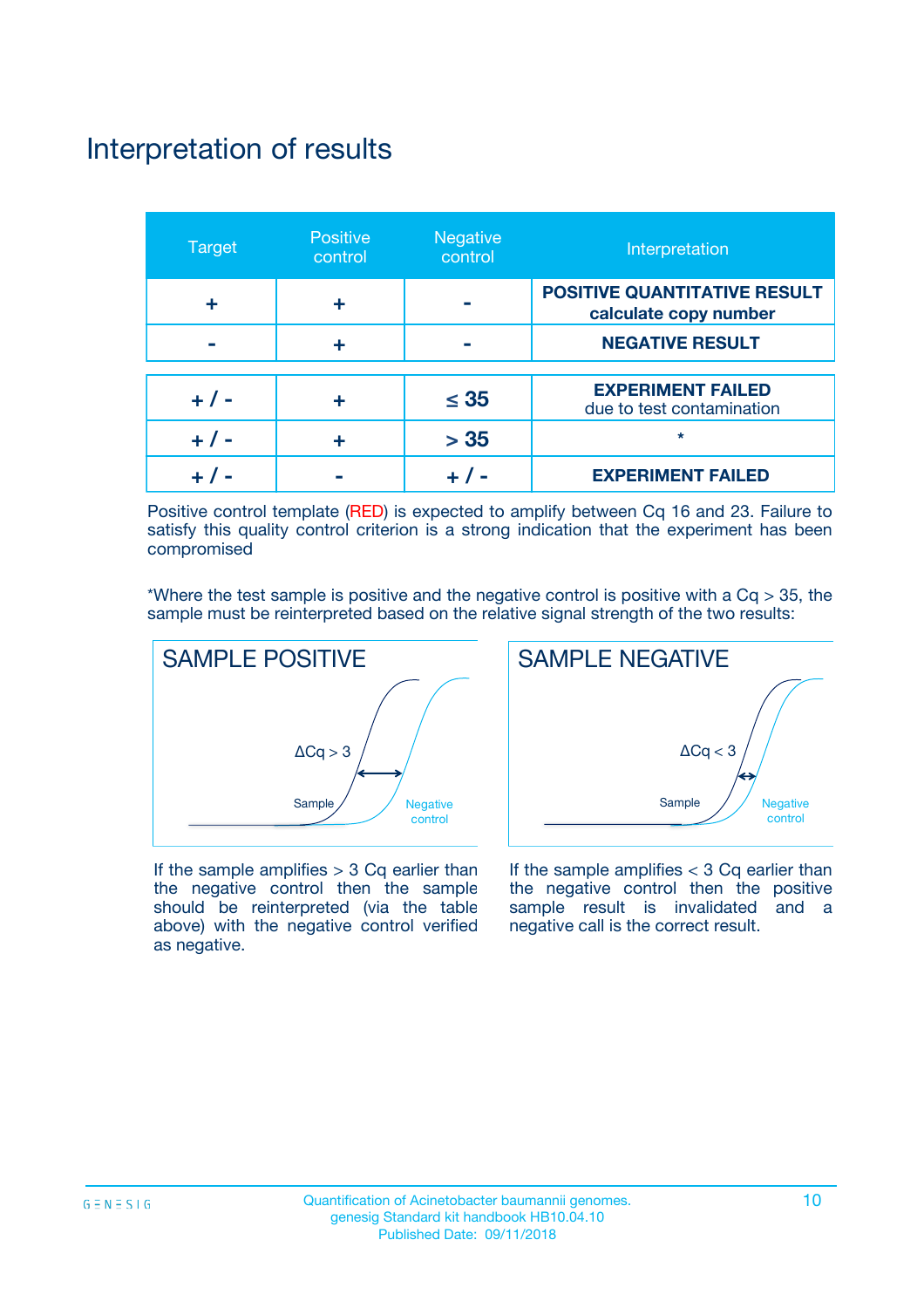# Interpretation of results

| Target | Positive control | Negative control | Interpretation |
|---|---|---|---|
| + | + | - | **POSITIVE QUANTITATIVE RESULT calculate copy number** |
| - | + | - | **NEGATIVE RESULT** |
| + / - | + | ≤ 35 | **EXPERIMENT FAILED** due to test contamination |
| + / - | + | > 35 | * |
| + / - | - | + / - | **EXPERIMENT FAILED** |

Positive control template (RED) is expected to amplify between Cq 16 and 23. Failure to satisfy this quality control criterion is a strong indication that the experiment has been compromised

*Where the test sample is positive and the negative control is positive with a Cq > 35, the sample must be reinterpreted based on the relative signal strength of the two results:

SAMPLE POSITIVE

ΔCq > 3

Sample

Negative control

If the sample amplifies > 3 Cq earlier than the negative control then the sample should be reinterpreted (via the table above) with the negative control verified as negative.

SAMPLE NEGATIVE

ΔCq < 3

Sample

Negative control

If the sample amplifies < 3 Cq earlier than the negative control then the positive sample result is invalidated and a negative call is the correct result.